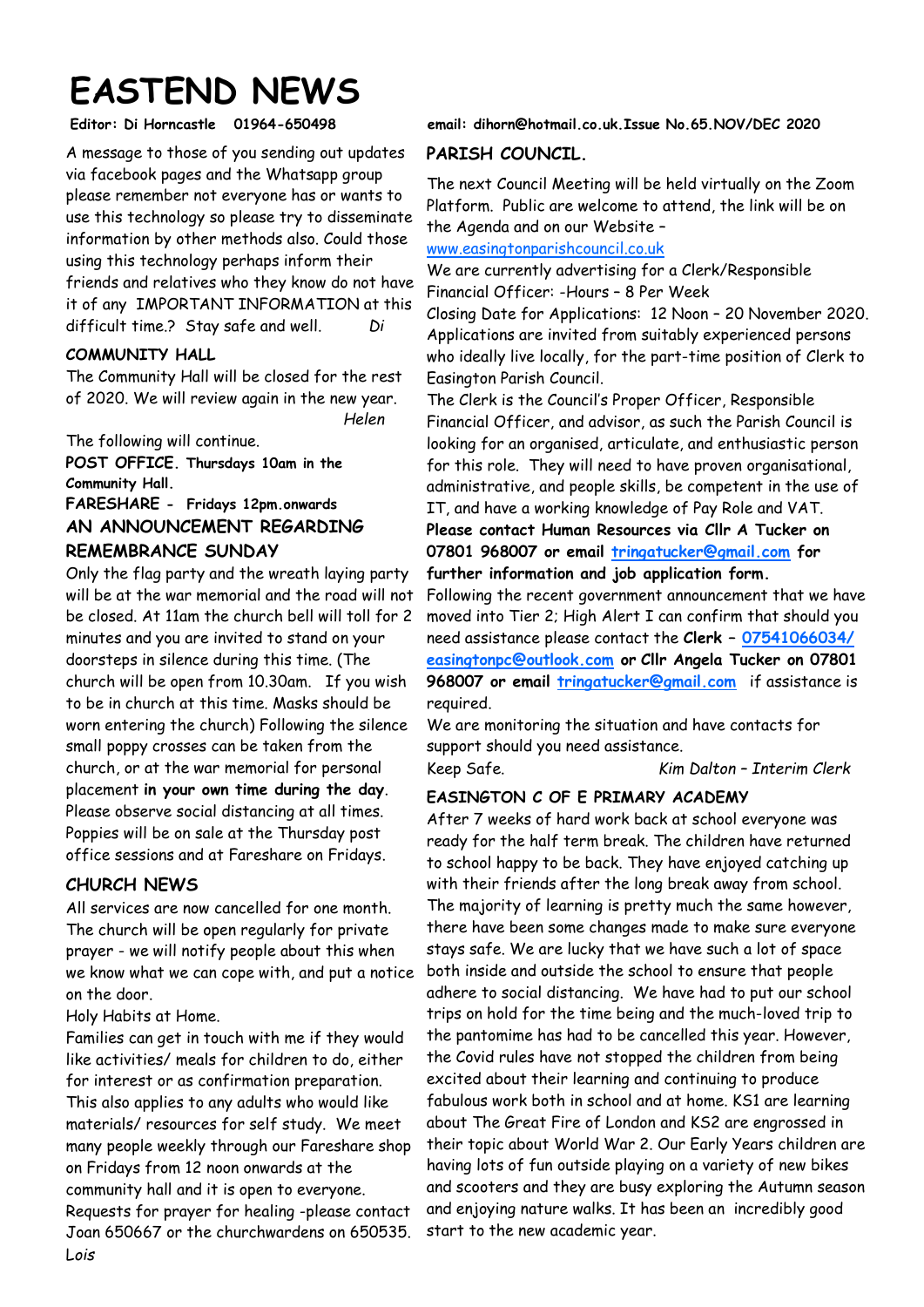# EASTEND NEWS

**Editor: Di Horncastle 01964-650498 email: dihorn@hotmail.co.uk.Issue No.65.NOV/DEC 2020**

A message to those of you sending out updates via facebook pages and the Whatsapp group please remember not everyone has or wants to use this technology so please try to disseminate information by other methods also. Could those using this technology perhaps inform their friends and relatives who they know do not have it of any IMPORTANT INFORMATION at this difficult time.? Stay safe and well. *Di*

## COMMUNITY HALL

The Community Hall will be closed for the rest of 2020. We will review again in the new year. *Helen*

The following will continue.

**POST OFFICE. Thursdays 10am in the Community Hall.**

**FARESHARE - Fridays 12pm.onwards**

## AN ANNOUNCEMENT REGARDING REMEMBRANCE SUNDAY

Only the flag party and the wreath laying party will be at the war memorial and the road will not be closed. At 11am the church bell will toll for 2 minutes and you are invited to stand on your doorsteps in silence during this time. (The church will be open from 10.30am. If you wish to be in church at this time. Masks should be worn entering the church) Following the silence small poppy crosses can be taken from the church, or at the war memorial for personal placement **in your own time during the day**. Please observe social distancing at all times. Poppies will be on sale at the Thursday post office sessions and at Fareshare on Fridays.

## CHURCH NEWS

All services are now cancelled for one month. The church will be open regularly for private prayer - we will notify people about this when we know what we can cope with, and put a notice on the door.

Holy Habits at Home.

Families can get in touch with me if they would like activities/ meals for children to do, either for interest or as confirmation preparation. This also applies to any adults who would like materials/ resources for self study. We meet many people weekly through our Fareshare shop on Fridays from 12 noon onwards at the community hall and it is open to everyone. Requests for prayer for healing -please contact Joan 650667 or the churchwardens on 650535.
*Lois*

## PARISH COUNCIL.

The next Council Meeting will be held virtually on the Zoom Platform. Public are welcome to attend, the link will be on the Agenda and on our Website – www.easingtonparishcouncil.co.uk

We are currently advertising for a Clerk/Responsible Financial Officer: -Hours – 8 Per Week

Closing Date for Applications: 12 Noon – 20 November 2020.

Applications are invited from suitably experienced persons who ideally live locally, for the part-time position of Clerk to Easington Parish Council.

The Clerk is the Council's Proper Officer, Responsible Financial Officer, and advisor, as such the Parish Council is looking for an organised, articulate, and enthusiastic person for this role. They will need to have proven organisational, administrative, and people skills, be competent in the use of IT, and have a working knowledge of Pay Role and VAT.

**Please contact Human Resources via Cllr A Tucker on 07801 968007 or email tringatucker@gmail.com for further information and job application form.**

Following the recent government announcement that we have moved into Tier 2; High Alert I can confirm that should you need assistance please contact the **Clerk – 07541066034/ easingtonpc@outlook.com or Cllr Angela Tucker on 07801 968007 or email tringatucker@gmail.com** if assistance is required.

We are monitoring the situation and have contacts for support should you need assistance.

Keep Safe. *Kim Dalton – Interim Clerk*

## EASINGTON C OF E PRIMARY ACADEMY

After 7 weeks of hard work back at school everyone was ready for the half term break. The children have returned to school happy to be back. They have enjoyed catching up with their friends after the long break away from school. The majority of learning is pretty much the same however, there have been some changes made to make sure everyone stays safe. We are lucky that we have such a lot of space both inside and outside the school to ensure that people adhere to social distancing. We have had to put our school trips on hold for the time being and the much-loved trip to the pantomime has had to be cancelled this year. However, the Covid rules have not stopped the children from being excited about their learning and continuing to produce fabulous work both in school and at home. KS1 are learning about The Great Fire of London and KS2 are engrossed in their topic about World War 2. Our Early Years children are having lots of fun outside playing on a variety of new bikes and scooters and they are busy exploring the Autumn season and enjoying nature walks. It has been an incredibly good start to the new academic year.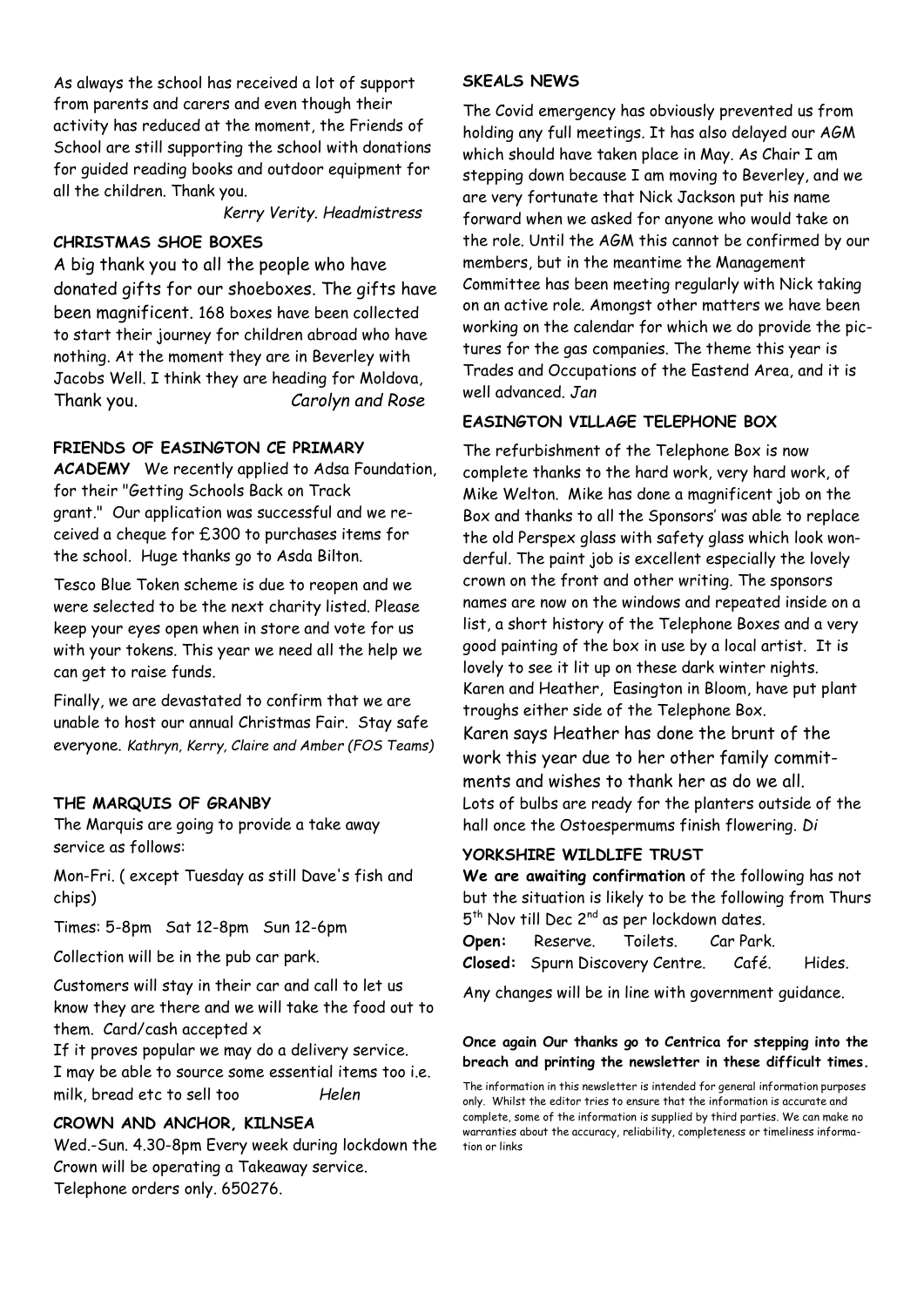As always the school has received a lot of support from parents and carers and even though their activity has reduced at the moment, the Friends of School are still supporting the school with donations for guided reading books and outdoor equipment for all the children. Thank you.

*Kerry Verity. Headmistress*

**CHRISTMAS SHOE BOXES**

A big thank you to all the people who have donated gifts for our shoeboxes. The gifts have been magnificent. 168 boxes have been collected to start their journey for children abroad who have nothing. At the moment they are in Beverley with Jacobs Well. I think they are heading for Moldova, Thank you. *Carolyn and Rose*

**FRIENDS OF EASINGTON CE PRIMARY ACADEMY** We recently applied to Adsa Foundation, for their "Getting Schools Back on Track grant." Our application was successful and we received a cheque for £300 to purchases items for the school. Huge thanks go to Asda Bilton.

Tesco Blue Token scheme is due to reopen and we were selected to be the next charity listed. Please keep your eyes open when in store and vote for us with your tokens. This year we need all the help we can get to raise funds.

Finally, we are devastated to confirm that we are unable to host our annual Christmas Fair. Stay safe everyone. *Kathryn, Kerry, Claire and Amber (FOS Teams)*

**THE MARQUIS OF GRANBY**

The Marquis are going to provide a take away service as follows:

Mon-Fri. ( except Tuesday as still Dave's fish and chips)

Times: 5-8pm Sat 12-8pm Sun 12-6pm

Collection will be in the pub car park.

Customers will stay in their car and call to let us know they are there and we will take the food out to them. Card/cash accepted x

If it proves popular we may do a delivery service.
I may be able to source some essential items too i.e. milk, bread etc to sell too *Helen*

**CROWN AND ANCHOR, KILNSEA**

Wed.-Sun. 4.30-8pm Every week during lockdown the Crown will be operating a Takeaway service.
Telephone orders only. 650276.

**SKEALS NEWS**

The Covid emergency has obviously prevented us from holding any full meetings. It has also delayed our AGM which should have taken place in May. As Chair I am stepping down because I am moving to Beverley, and we are very fortunate that Nick Jackson put his name forward when we asked for anyone who would take on the role. Until the AGM this cannot be confirmed by our members, but in the meantime the Management Committee has been meeting regularly with Nick taking on an active role. Amongst other matters we have been working on the calendar for which we do provide the pictures for the gas companies. The theme this year is Trades and Occupations of the Eastend Area, and it is well advanced. *Jan*

**EASINGTON VILLAGE TELEPHONE BOX**

The refurbishment of the Telephone Box is now complete thanks to the hard work, very hard work, of Mike Welton. Mike has done a magnificent job on the Box and thanks to all the Sponsors' was able to replace the old Perspex glass with safety glass which look wonderful. The paint job is excellent especially the lovely crown on the front and other writing. The sponsors names are now on the windows and repeated inside on a list, a short history of the Telephone Boxes and a very good painting of the box in use by a local artist. It is lovely to see it lit up on these dark winter nights.
Karen and Heather, Easington in Bloom, have put plant troughs either side of the Telephone Box.
Karen says Heather has done the brunt of the work this year due to her other family commitments and wishes to thank her as do we all.
Lots of bulbs are ready for the planters outside of the hall once the Ostoespermums finish flowering. *Di*

**YORKSHIRE WILDLIFE TRUST**

**We are awaiting confirmation** of the following has not but the situation is likely to be the following from Thurs 5th Nov till Dec 2nd as per lockdown dates.

**Open:** Reserve. Toilets. Car Park.
**Closed:** Spurn Discovery Centre. Café. Hides.

Any changes will be in line with government guidance.

**Once again Our thanks go to Centrica for stepping into the breach and printing the newsletter in these difficult times.**

The information in this newsletter is intended for general information purposes only. Whilst the editor tries to ensure that the information is accurate and complete, some of the information is supplied by third parties. We can make no warranties about the accuracy, reliability, completeness or timeliness information or links